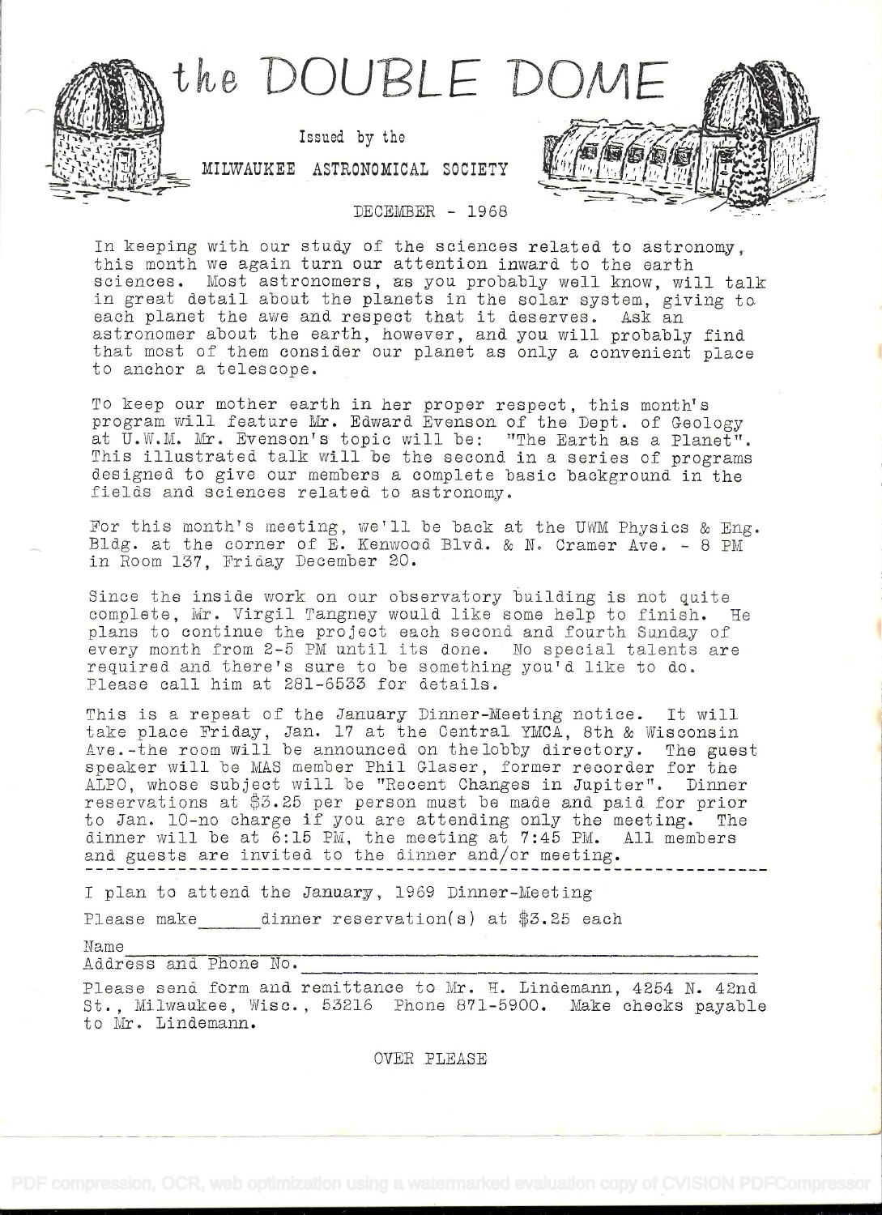# the DOUBLE DOME

Issued by the

MILWAUKEE ASTRONOMICAL SOCIETY

DECEMBER - 1968

In keeping with our study of the sciences related to astronomy, this month we again turn our attention inward to the earth sciences. Most astronomers, as you probably well know, will talk in great detail about the planets in the solar system, giving to each planet the awe and respect that it deserves. Ask an astronomer about the earth, however, and you will probably find that most of them consider our planet as only a convenient place to anchor a telescope.

To keep our mother earth in her proper respect, this month's program will feature Mr. Edward Evenson of the Dept. of Geology at U.W.M. Mr. Evenson's topic will be: "The Earth as a Planet". This illustrated talk will be the second in a series of programs designed to give our members a complete basic background in the fields and sciences related to astronomy.

For this month's meeting, we'll be back at the UWM Physics & Eng. Bldg. at the corner of E. Kenwood Blvd. & N. Cramer Ave. - 8 PM in Room 137, Friday December 20.

Since the inside work on our observatory building is not quite complete, Mr. Virgil Tangney would like some help to finish. He plans to continue the project each second and fourth Sunday of every month from 2-5 PM until its done. No special talents are required and there's sure to be something you'd like to do. Please call him at 281-6533 for details.

This is a repeat of the January Dinner-Meeting notice. It will take place Friday, Jan. 17 at the Central YMCA, 8th & Wisconsin Ave.-the room will be announced on the lobby directory. The guest speaker will be MAS member Phil Glaser, former recorder for the ALPO, whose subject will be "Recent Changes in Jupiter". Dinner reservations at $3.25 per person must be made and paid for prior to Jan. 10-no charge if you are attending only the meeting. The dinner will be at 6:15 PM, the meeting at 7:45 PM. All members and guests are invited to the dinner and/or meeting.

---

I plan to attend the January, 1969 Dinner-Meeting

Please make ______ dinner reservation(s) at $3.25 each

Name ____________________________________________

Address and Phone No. ____________________________

Please send form and remittance to Mr. H. Lindemann, 4254 N. 42nd St., Milwaukee, Wisc., 53216 Phone 871-5900. Make checks payable to Mr. Lindemann.

OVER PLEASE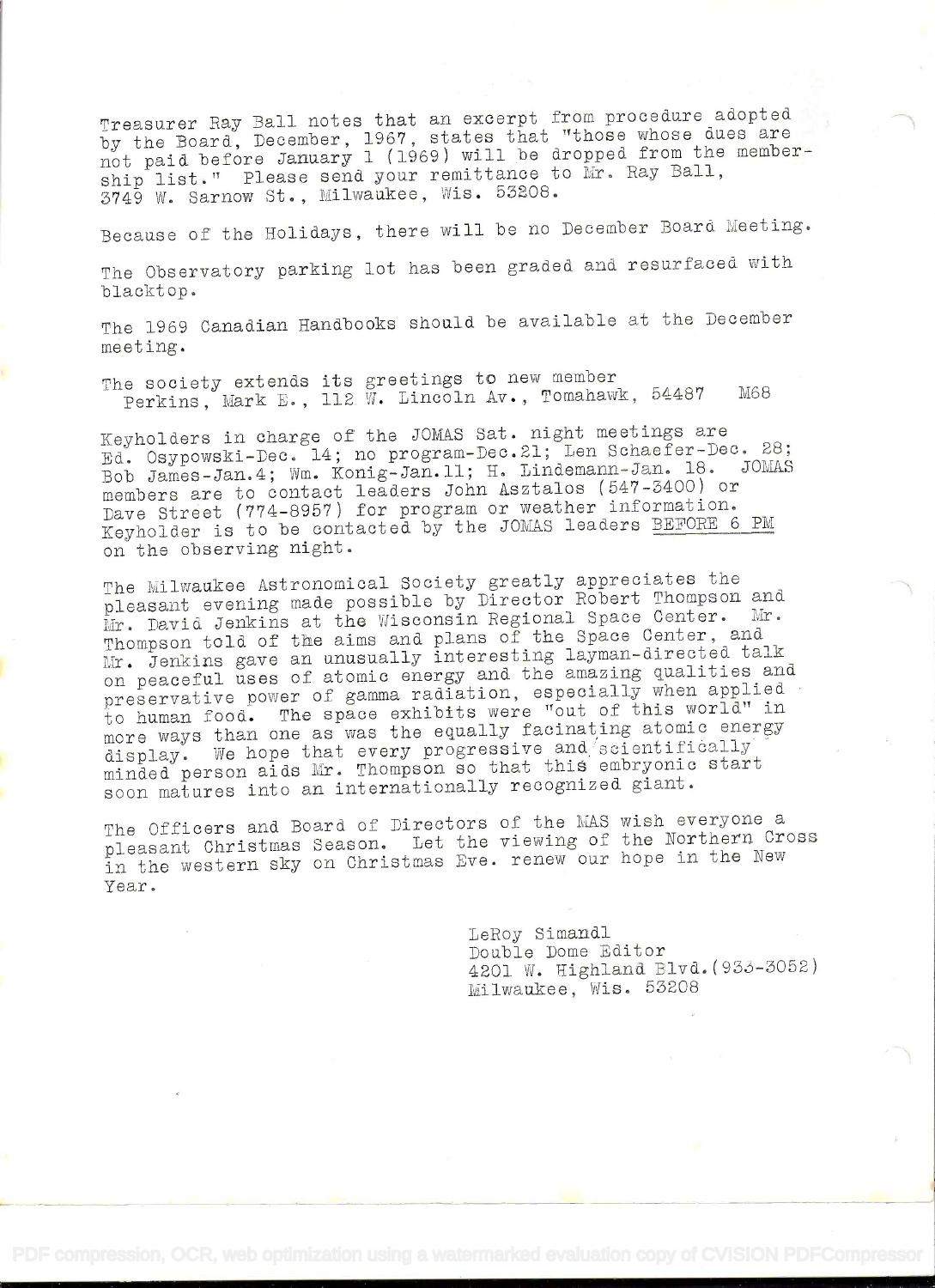Treasurer Ray Ball notes that an excerpt from procedure adopted by the Board, December, 1967, states that "those whose dues are not paid before January 1 (1969) will be dropped from the membership list." Please send your remittance to Mr. Ray Ball, 3749 W. Sarnow St., Milwaukee, Wis. 53208.

Because of the Holidays, there will be no December Board Meeting.

The Observatory parking lot has been graded and resurfaced with blacktop.

The 1969 Canadian Handbooks should be available at the December meeting.

The society extends its greetings to new member
Perkins, Mark E., 112 W. Lincoln Av., Tomahawk, 54487 M68

Keyholders in charge of the JOMAS Sat. night meetings are Ed. Osypowski-Dec. 14; no program-Dec.21; Len Schaefer-Dec. 28; Bob James-Jan.4; Wm. Konig-Jan.11; H. Lindemann-Jan. 18. JOMAS members are to contact leaders John Asztalos (547-3400) or Dave Street (774-8957) for program or weather information. Keyholder is to be contacted by the JOMAS leaders BEFORE 6 PM on the observing night.

The Milwaukee Astronomical Society greatly appreciates the pleasant evening made possible by Director Robert Thompson and Mr. David Jenkins at the Wisconsin Regional Space Center. Mr. Thompson told of the aims and plans of the Space Center, and Mr. Jenkins gave an unusually interesting layman-directed talk on peaceful uses of atomic energy and the amazing qualities and preservative power of gamma radiation, especially when applied to human food. The space exhibits were "out of this world" in more ways than one as was the equally facinating atomic energy display. We hope that every progressive and scientifically minded person aids Mr. Thompson so that this embryonic start soon matures into an internationally recognized giant.

The Officers and Board of Directors of the MAS wish everyone a pleasant Christmas Season. Let the viewing of the Northern Cross in the western sky on Christmas Eve. renew our hope in the New Year.

LeRoy Simandl
Double Dome Editor
4201 W. Highland Blvd.(933-3052)
Milwaukee, Wis. 53208